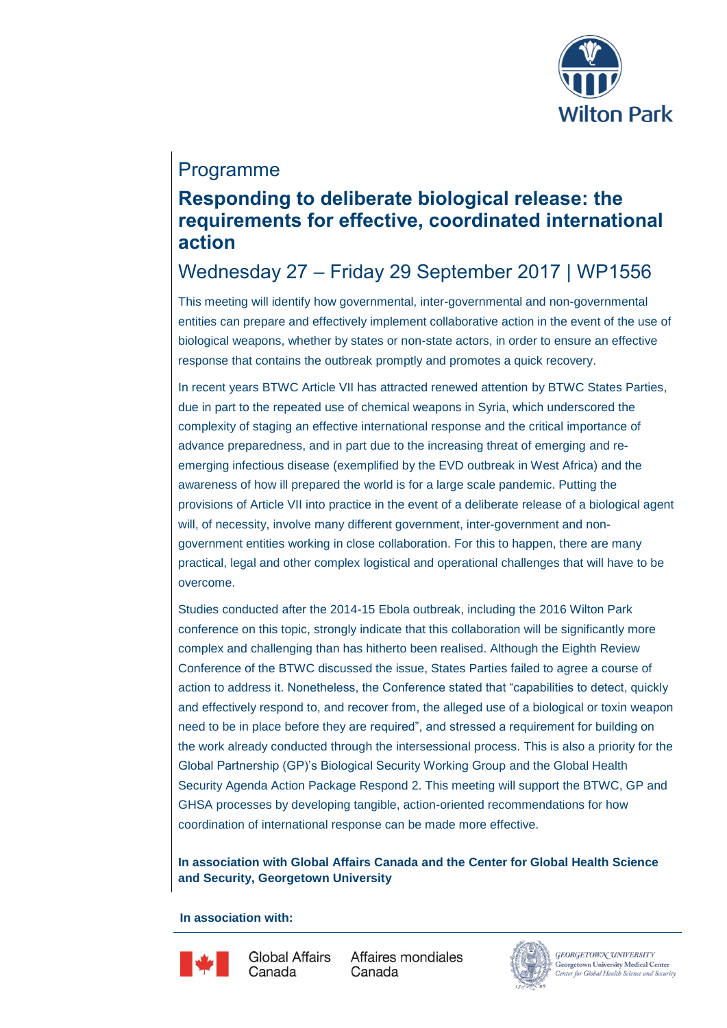Programme

# Responding to deliberate biological release: the requirements for effective, coordinated international action

## Wednesday 27 – Friday 29 September 2017 | WP1556

This meeting will identify how governmental, inter-governmental and non-governmental entities can prepare and effectively implement collaborative action in the event of the use of biological weapons, whether by states or non-state actors, in order to ensure an effective response that contains the outbreak promptly and promotes a quick recovery.

In recent years BTWC Article VII has attracted renewed attention by BTWC States Parties, due in part to the repeated use of chemical weapons in Syria, which underscored the complexity of staging an effective international response and the critical importance of advance preparedness, and in part due to the increasing threat of emerging and re-emerging infectious disease (exemplified by the EVD outbreak in West Africa) and the awareness of how ill prepared the world is for a large scale pandemic. Putting the provisions of Article VII into practice in the event of a deliberate release of a biological agent will, of necessity, involve many different government, inter-government and non-government entities working in close collaboration. For this to happen, there are many practical, legal and other complex logistical and operational challenges that will have to be overcome.

Studies conducted after the 2014-15 Ebola outbreak, including the 2016 Wilton Park conference on this topic, strongly indicate that this collaboration will be significantly more complex and challenging than has hitherto been realised. Although the Eighth Review Conference of the BTWC discussed the issue, States Parties failed to agree a course of action to address it. Nonetheless, the Conference stated that "capabilities to detect, quickly and effectively respond to, and recover from, the alleged use of a biological or toxin weapon need to be in place before they are required", and stressed a requirement for building on the work already conducted through the intersessional process. This is also a priority for the Global Partnership (GP)'s Biological Security Working Group and the Global Health Security Agenda Action Package Respond 2. This meeting will support the BTWC, GP and GHSA processes by developing tangible, action-oriented recommendations for how coordination of international response can be made more effective.

**In association with Global Affairs Canada and the Center for Global Health Science and Security, Georgetown University**

**In association with:**

Global Affairs Canada | Affaires mondiales Canada

Georgetown University, Georgetown University Medical Center, Center for Global Health Science and Security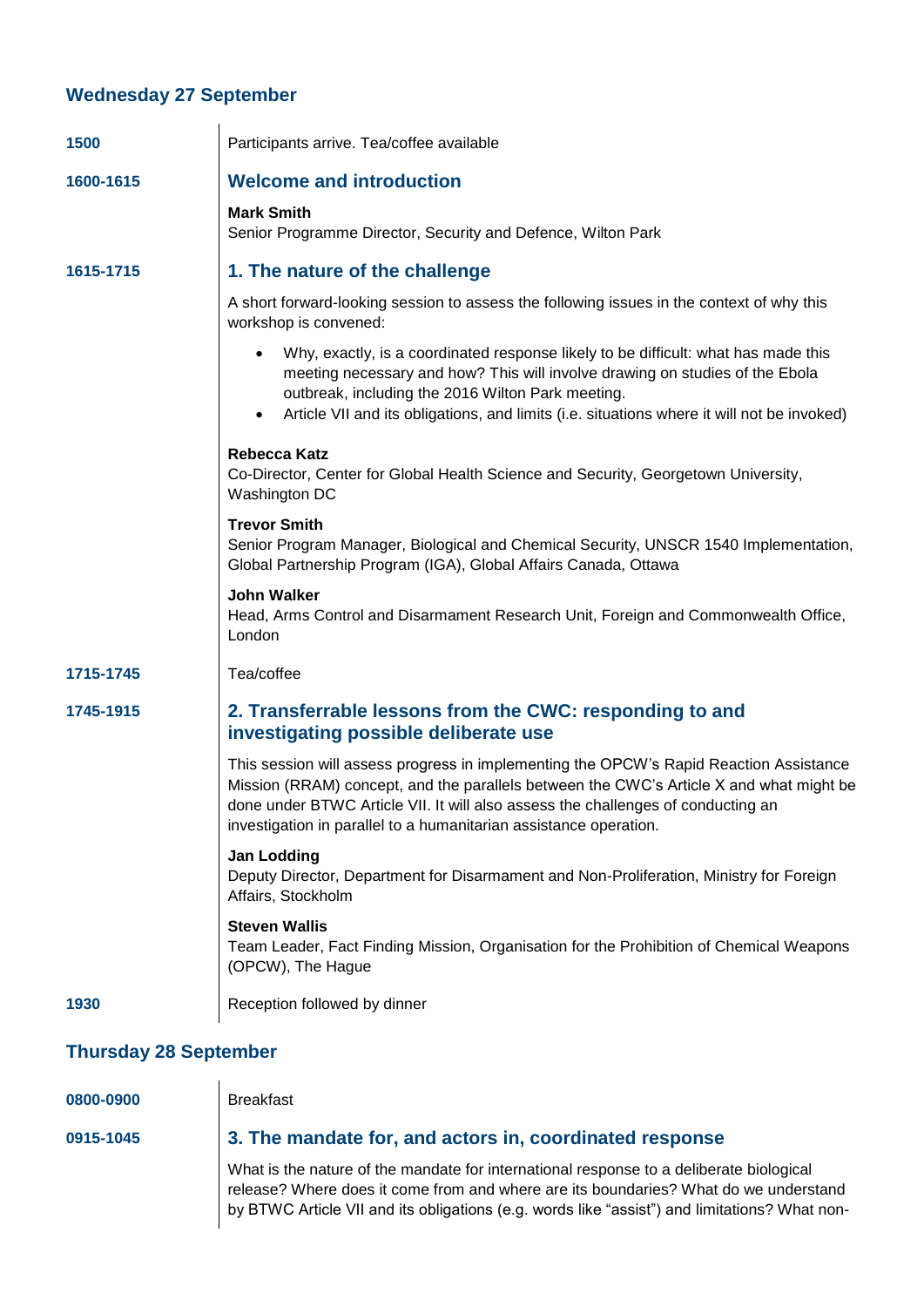## Wednesday 27 September

**1500**

Participants arrive. Tea/coffee available

**1600-1615**

### Welcome and introduction

**Mark Smith**
Senior Programme Director, Security and Defence, Wilton Park

**1615-1715**

### 1. The nature of the challenge

A short forward-looking session to assess the following issues in the context of why this workshop is convened:

- Why, exactly, is a coordinated response likely to be difficult: what has made this meeting necessary and how? This will involve drawing on studies of the Ebola outbreak, including the 2016 Wilton Park meeting.
- Article VII and its obligations, and limits (i.e. situations where it will not be invoked)

**Rebecca Katz**
Co-Director, Center for Global Health Science and Security, Georgetown University, Washington DC

**Trevor Smith**
Senior Program Manager, Biological and Chemical Security, UNSCR 1540 Implementation, Global Partnership Program (IGA), Global Affairs Canada, Ottawa

**John Walker**
Head, Arms Control and Disarmament Research Unit, Foreign and Commonwealth Office, London

**1715-1745**

Tea/coffee

**1745-1915**

### 2. Transferrable lessons from the CWC: responding to and investigating possible deliberate use

This session will assess progress in implementing the OPCW's Rapid Reaction Assistance Mission (RRAM) concept, and the parallels between the CWC's Article X and what might be done under BTWC Article VII. It will also assess the challenges of conducting an investigation in parallel to a humanitarian assistance operation.

**Jan Lodding**
Deputy Director, Department for Disarmament and Non-Proliferation, Ministry for Foreign Affairs, Stockholm

**Steven Wallis**
Team Leader, Fact Finding Mission, Organisation for the Prohibition of Chemical Weapons (OPCW), The Hague

**1930**

Reception followed by dinner

## Thursday 28 September

**0800-0900**

Breakfast

**0915-1045**

### 3. The mandate for, and actors in, coordinated response

What is the nature of the mandate for international response to a deliberate biological release? Where does it come from and where are its boundaries? What do we understand by BTWC Article VII and its obligations (e.g. words like "assist") and limitations? What non-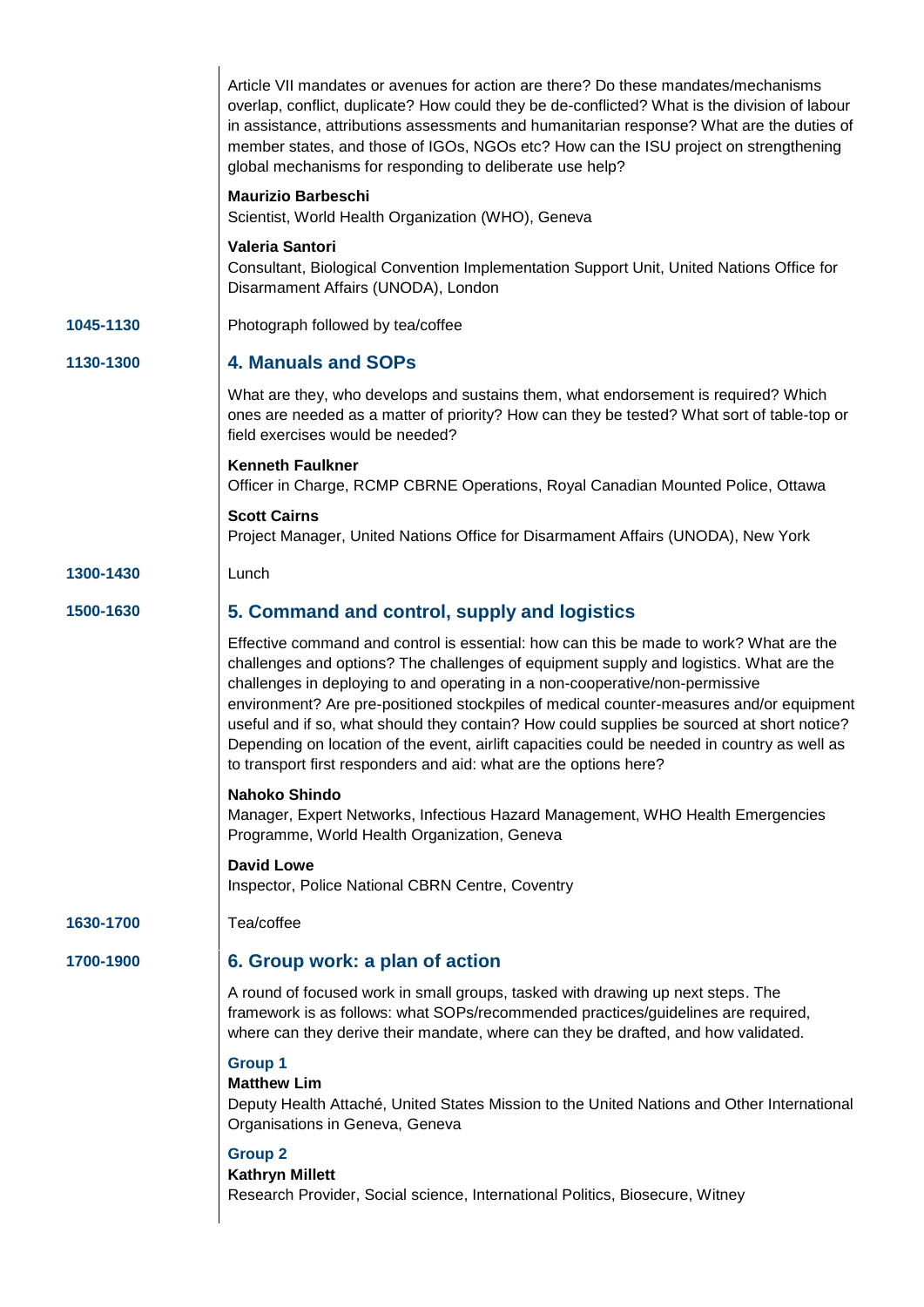Article VII mandates or avenues for action are there? Do these mandates/mechanisms overlap, conflict, duplicate? How could they be de-conflicted? What is the division of labour in assistance, attributions assessments and humanitarian response? What are the duties of member states, and those of IGOs, NGOs etc? How can the ISU project on strengthening global mechanisms for responding to deliberate use help?

**Maurizio Barbeschi**
Scientist, World Health Organization (WHO), Geneva

**Valeria Santori**
Consultant, Biological Convention Implementation Support Unit, United Nations Office for Disarmament Affairs (UNODA), London

**1045-1130** Photograph followed by tea/coffee

**1130-1300**

## 4. Manuals and SOPs

What are they, who develops and sustains them, what endorsement is required? Which ones are needed as a matter of priority? How can they be tested? What sort of table-top or field exercises would be needed?

**Kenneth Faulkner**
Officer in Charge, RCMP CBRNE Operations, Royal Canadian Mounted Police, Ottawa

**Scott Cairns**
Project Manager, United Nations Office for Disarmament Affairs (UNODA), New York

**1300-1430** Lunch

**1500-1630**

## 5. Command and control, supply and logistics

Effective command and control is essential: how can this be made to work? What are the challenges and options? The challenges of equipment supply and logistics. What are the challenges in deploying to and operating in a non-cooperative/non-permissive environment? Are pre-positioned stockpiles of medical counter-measures and/or equipment useful and if so, what should they contain? How could supplies be sourced at short notice? Depending on location of the event, airlift capacities could be needed in country as well as to transport first responders and aid: what are the options here?

**Nahoko Shindo**
Manager, Expert Networks, Infectious Hazard Management, WHO Health Emergencies Programme, World Health Organization, Geneva

**David Lowe**
Inspector, Police National CBRN Centre, Coventry

**1630-1700** Tea/coffee

**1700-1900**

## 6. Group work: a plan of action

A round of focused work in small groups, tasked with drawing up next steps. The framework is as follows: what SOPs/recommended practices/guidelines are required, where can they derive their mandate, where can they be drafted, and how validated.

### Group 1

**Matthew Lim**
Deputy Health Attaché, United States Mission to the United Nations and Other International Organisations in Geneva, Geneva

### Group 2

**Kathryn Millett**
Research Provider, Social science, International Politics, Biosecure, Witney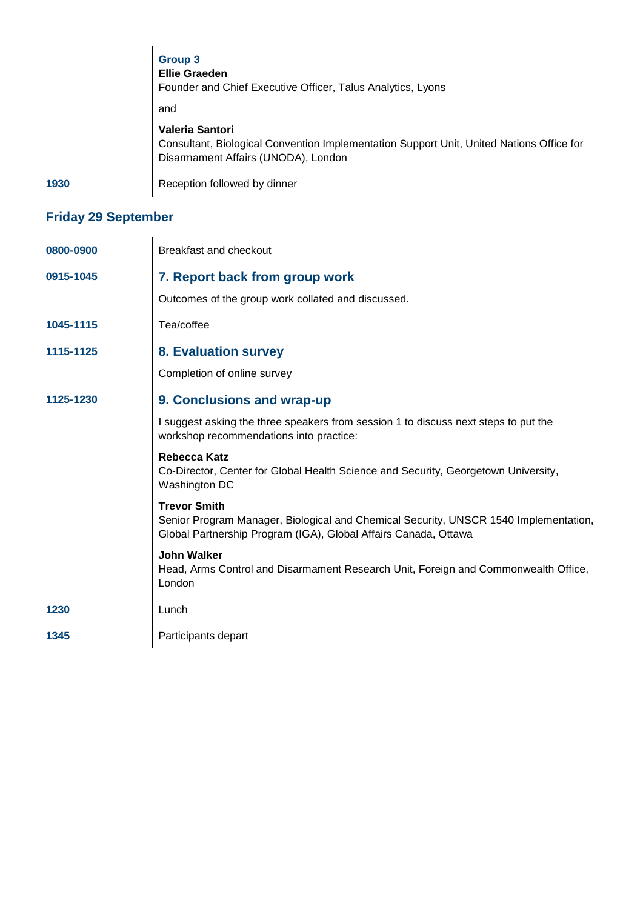**Group 3**

**Ellie Graeden**
Founder and Chief Executive Officer, Talus Analytics, Lyons

and

**Valeria Santori**
Consultant, Biological Convention Implementation Support Unit, United Nations Office for Disarmament Affairs (UNODA), London

**1930** Reception followed by dinner

## Friday 29 September

**0800-0900** Breakfast and checkout

**0915-1045**

### 7. Report back from group work

Outcomes of the group work collated and discussed.

**1045-1115** Tea/coffee

**1115-1125**

### 8. Evaluation survey

Completion of online survey

**1125-1230**

### 9. Conclusions and wrap-up

I suggest asking the three speakers from session 1 to discuss next steps to put the workshop recommendations into practice:

**Rebecca Katz**
Co-Director, Center for Global Health Science and Security, Georgetown University, Washington DC

**Trevor Smith**
Senior Program Manager, Biological and Chemical Security, UNSCR 1540 Implementation, Global Partnership Program (IGA), Global Affairs Canada, Ottawa

**John Walker**
Head, Arms Control and Disarmament Research Unit, Foreign and Commonwealth Office, London

**1230** Lunch

**1345** Participants depart